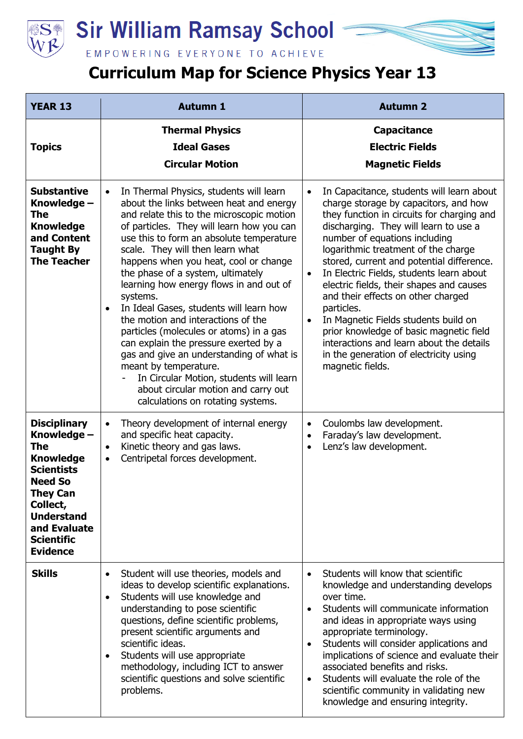# Sir William Ramsay School

EMPOWERING EVERYONE TO ACHIEVE

## Curriculum Map for Science Physics Year 13

| YEAR 13 | Autumn 1 | Autumn 2 |
|---|---|---|
| **Topics** | **Thermal Physics**<br>**Ideal Gases**<br>**Circular Motion** | **Capacitance**<br>**Electric Fields**<br>**Magnetic Fields** |
| **Substantive Knowledge – The Knowledge and Content Taught By The Teacher** | • In Thermal Physics, students will learn about the links between heat and energy and relate this to the microscopic motion of particles. They will learn how you can use this to form an absolute temperature scale. They will then learn what happens when you heat, cool or change the phase of a system, ultimately learning how energy flows in and out of systems.<br>• In Ideal Gases, students will learn how the motion and interactions of the particles (molecules or atoms) in a gas can explain the pressure exerted by a gas and give an understanding of what is meant by temperature.<br>- In Circular Motion, students will learn about circular motion and carry out calculations on rotating systems. | • In Capacitance, students will learn about charge storage by capacitors, and how they function in circuits for charging and discharging. They will learn to use a number of equations including logarithmic treatment of the charge stored, current and potential difference.<br>• In Electric Fields, students learn about electric fields, their shapes and causes and their effects on other charged particles.<br>• In Magnetic Fields students build on prior knowledge of basic magnetic field interactions and learn about the details in the generation of electricity using magnetic fields. |
| **Disciplinary Knowledge – The Knowledge Scientists Need So They Can Collect, Understand and Evaluate Scientific Evidence** | • Theory development of internal energy and specific heat capacity.<br>• Kinetic theory and gas laws.<br>• Centripetal forces development. | • Coulombs law development.<br>• Faraday's law development.<br>• Lenz's law development. |
| **Skills** | • Student will use theories, models and ideas to develop scientific explanations.<br>• Students will use knowledge and understanding to pose scientific questions, define scientific problems, present scientific arguments and scientific ideas.<br>• Students will use appropriate methodology, including ICT to answer scientific questions and solve scientific problems. | • Students will know that scientific knowledge and understanding develops over time.<br>• Students will communicate information and ideas in appropriate ways using appropriate terminology.<br>• Students will consider applications and implications of science and evaluate their associated benefits and risks.<br>• Students will evaluate the role of the scientific community in validating new knowledge and ensuring integrity. |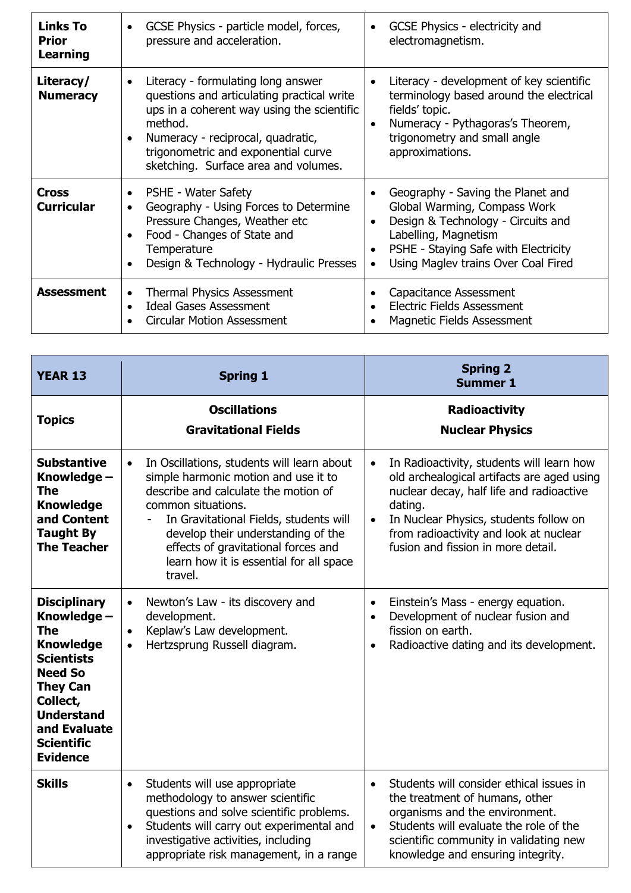| Links To Prior Learning | • GCSE Physics - particle model, forces, pressure and acceleration. | • GCSE Physics - electricity and electromagnetism. |
|---|---|---|
| **Literacy/ Numeracy** | • Literacy - formulating long answer questions and articulating practical write ups in a coherent way using the scientific method.<br>• Numeracy - reciprocal, quadratic, trigonometric and exponential curve sketching. Surface area and volumes. | • Literacy - development of key scientific terminology based around the electrical fields' topic.<br>• Numeracy - Pythagoras's Theorem, trigonometry and small angle approximations. |
| **Cross Curricular** | • PSHE - Water Safety<br>• Geography - Using Forces to Determine Pressure Changes, Weather etc<br>• Food - Changes of State and Temperature<br>• Design & Technology - Hydraulic Presses | • Geography - Saving the Planet and Global Warming, Compass Work<br>• Design & Technology - Circuits and Labelling, Magnetism<br>• PSHE - Staying Safe with Electricity<br>• Using Maglev trains Over Coal Fired |
| **Assessment** | • Thermal Physics Assessment<br>• Ideal Gases Assessment<br>• Circular Motion Assessment | • Capacitance Assessment<br>• Electric Fields Assessment<br>• Magnetic Fields Assessment |

| YEAR 13 | Spring 1 | Spring 2<br>Summer 1 |
|---|---|---|
| **Topics** | **Oscillations**<br>**Gravitational Fields** | **Radioactivity**<br>**Nuclear Physics** |
| **Substantive Knowledge – The Knowledge and Content Taught By The Teacher** | • In Oscillations, students will learn about simple harmonic motion and use it to describe and calculate the motion of common situations.<br>- In Gravitational Fields, students will develop their understanding of the effects of gravitational forces and learn how it is essential for all space travel. | • In Radioactivity, students will learn how old archealogical artifacts are aged using nuclear decay, half life and radioactive dating.<br>• In Nuclear Physics, students follow on from radioactivity and look at nuclear fusion and fission in more detail. |
| **Disciplinary Knowledge – The Knowledge Scientists Need So They Can Collect, Understand and Evaluate Scientific Evidence** | • Newton's Law - its discovery and development.<br>• Keplaw's Law development.<br>• Hertzsprung Russell diagram. | • Einstein's Mass - energy equation.<br>• Development of nuclear fusion and fission on earth.<br>• Radioactive dating and its development. |
| **Skills** | • Students will use appropriate methodology to answer scientific questions and solve scientific problems.<br>• Students will carry out experimental and investigative activities, including appropriate risk management, in a range | • Students will consider ethical issues in the treatment of humans, other organisms and the environment.<br>• Students will evaluate the role of the scientific community in validating new knowledge and ensuring integrity. |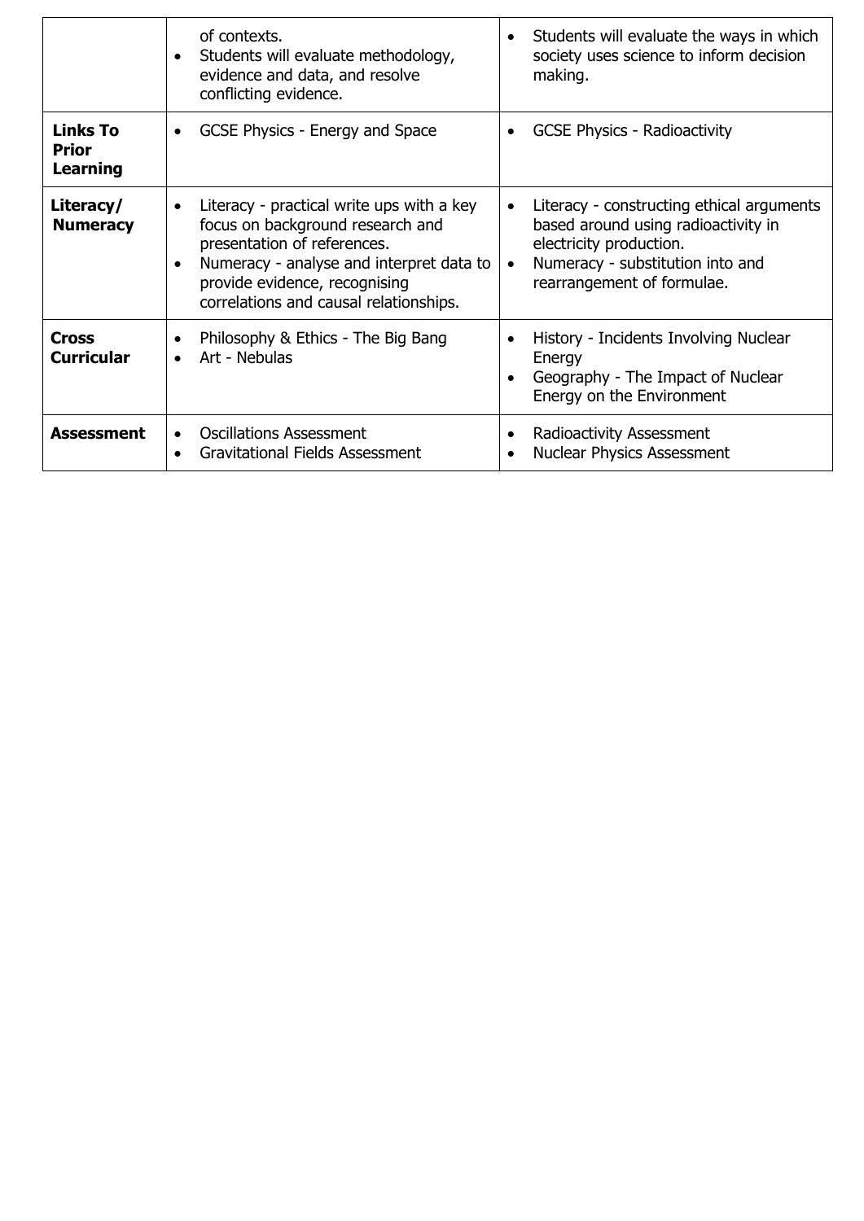| | | |
|---|---|---|
| | of contexts.<br>• Students will evaluate methodology, evidence and data, and resolve conflicting evidence. | • Students will evaluate the ways in which society uses science to inform decision making. |
| **Links To Prior Learning** | • GCSE Physics - Energy and Space | • GCSE Physics - Radioactivity |
| **Literacy/ Numeracy** | • Literacy - practical write ups with a key focus on background research and presentation of references.<br>• Numeracy - analyse and interpret data to provide evidence, recognising correlations and causal relationships. | • Literacy - constructing ethical arguments based around using radioactivity in electricity production.<br>• Numeracy - substitution into and rearrangement of formulae. |
| **Cross Curricular** | • Philosophy & Ethics - The Big Bang<br>• Art - Nebulas | • History - Incidents Involving Nuclear Energy<br>• Geography - The Impact of Nuclear Energy on the Environment |
| **Assessment** | • Oscillations Assessment<br>• Gravitational Fields Assessment | • Radioactivity Assessment<br>• Nuclear Physics Assessment |